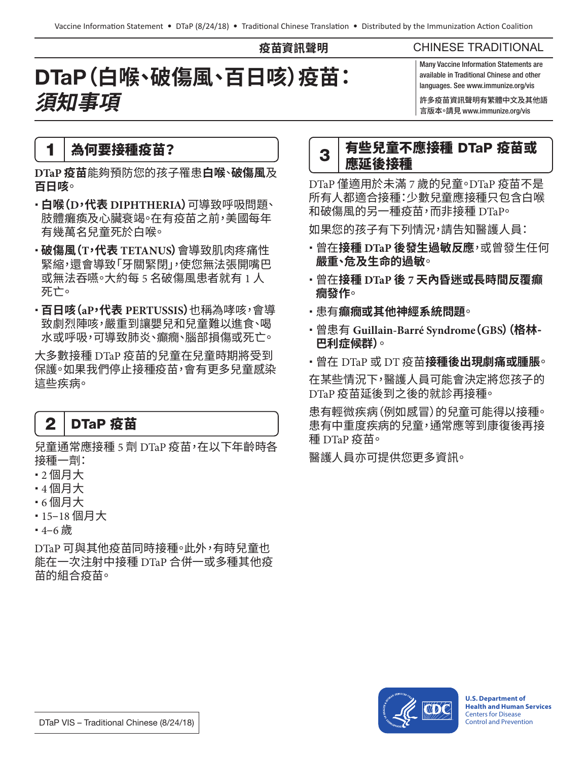疫苗資訊聲明

CHINESE TRADITIONAL

# DTaP（白喉、破傷風、百日咳）疫苗：*須知事項*

Many Vaccine Information Statements are available in Traditional Chinese and other languages. See www.immunize.org/vis

許多疫苗資訊聲明有繁體中文及其他語言版本。請見 www.immunize.org/vis

## 1 為何要接種疫苗？

**DTaP 疫苗**能夠預防您的孩子罹患**白喉**、**破傷風**及**百日咳**。

- **白喉（D，代表 DIPHTHERIA）**可導致呼吸問題、肢體癱瘓及心臟衰竭。在有疫苗之前，美國每年有幾萬名兒童死於白喉。
- **破傷風（T，代表 TETANUS）**會導致肌肉疼痛性緊縮，還會導致「牙關緊閉」，使您無法張開嘴巴或無法吞嚥。大約每 5 名破傷風患者就有 1 人死亡。
- **百日咳（aP，代表 PERTUSSIS）**也稱為哮咳，會導致劇烈陣咳，嚴重到讓嬰兒和兒童難以進食、喝水或呼吸，可導致肺炎、癲癇、腦部損傷或死亡。

大多數接種 DTaP 疫苗的兒童在兒童時期將受到保護。如果我們停止接種疫苗，會有更多兒童感染這些疾病。

## 2 DTaP 疫苗

兒童通常應接種 5 劑 DTaP 疫苗，在以下年齡時各接種一劑：

- 2 個月大
- 4 個月大
- 6 個月大
- 15–18 個月大
- 4–6 歲

DTaP 可與其他疫苗同時接種。此外，有時兒童也能在一次注射中接種 DTaP 合併一或多種其他疫苗的組合疫苗。

## 3 有些兒童不應接種 DTaP 疫苗或應延後接種

DTaP 僅適用於未滿 7 歲的兒童。DTaP 疫苗不是所有人都適合接種：少數兒童應接種只包含白喉和破傷風的另一種疫苗，而非接種 DTaP。

如果您的孩子有下列情況，請告知醫護人員：

- 曾在**接種 DTaP 後發生過敏反應**，或曾發生任何**嚴重、危及生命的過敏**。
- 曾在**接種 DTaP 後 7 天內昏迷或長時間反覆癲癇發作**。
- 患有**癲癇或其他神經系統問題**。
- 曾患有 **Guillain-Barré Syndrome（GBS）（格林-巴利症候群）**。
- 曾在 DTaP 或 DT 疫苗**接種後出現劇痛或腫脹**。

在某些情況下，醫護人員可能會決定將您孩子的 DTaP 疫苗延後到之後的就診再接種。

患有輕微疾病（例如感冒）的兒童可能得以接種。患有中重度疾病的兒童，通常應等到康復後再接種 DTaP 疫苗。

醫護人員亦可提供您更多資訊。

DTaP VIS – Traditional Chinese (8/24/18)

U.S. Department of Health and Human Services
Centers for Disease Control and Prevention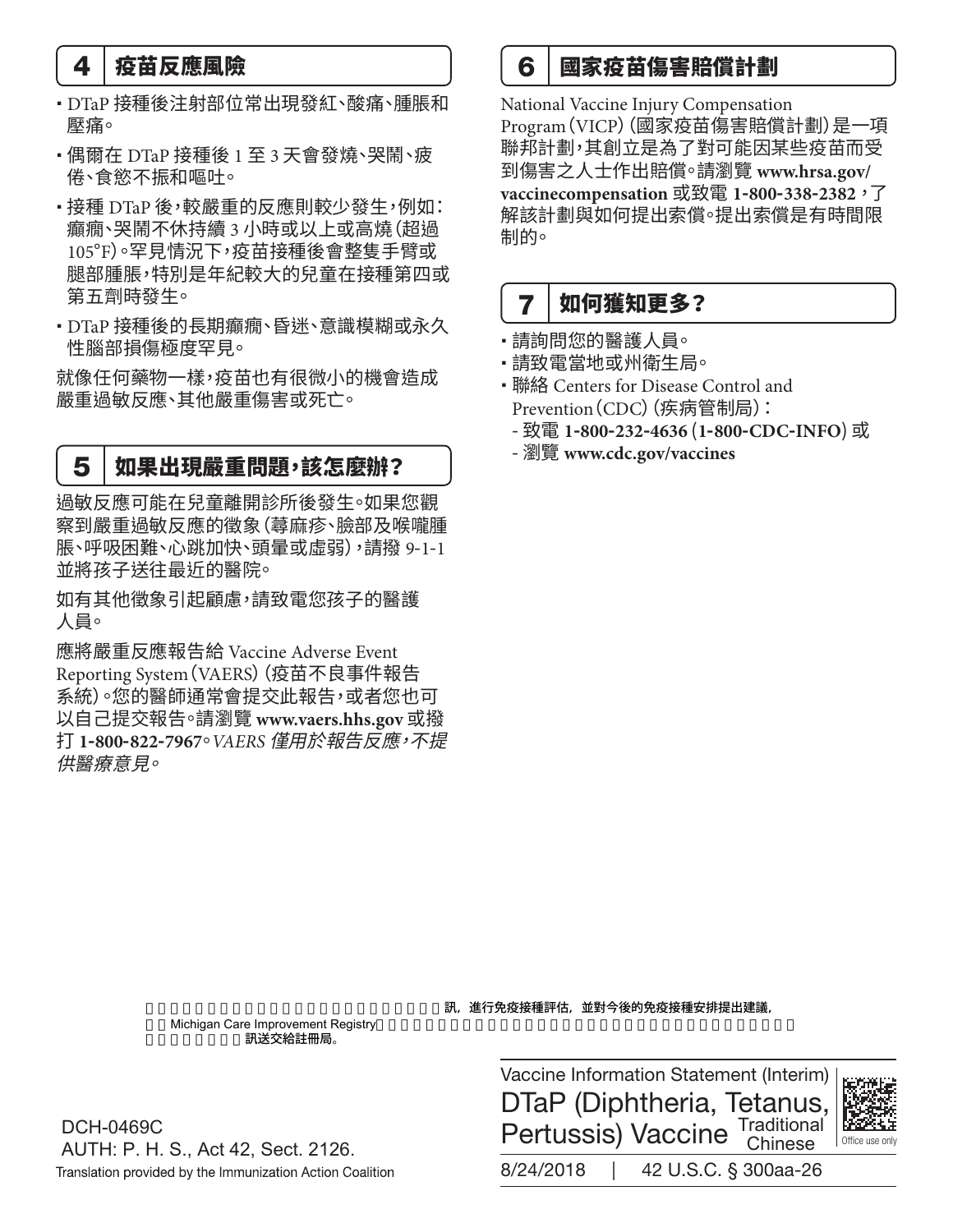## 4 疫苗反應風險

- DTaP 接種後注射部位常出現發紅、酸痛、腫脹和壓痛。
- 偶爾在 DTaP 接種後 1 至 3 天會發燒、哭鬧、疲倦、食慾不振和嘔吐。
- 接種 DTaP 後，較嚴重的反應則較少發生，例如：癲癇、哭鬧不休持續 3 小時或以上或高燒（超過 105°F）。罕見情況下，疫苗接種後會整隻手臂或腿部腫脹，特別是年紀較大的兒童在接種第四或第五劑時發生。
- DTaP 接種後的長期癲癇、昏迷、意識模糊或永久性腦部損傷極度罕見。

就像任何藥物一樣，疫苗也有很微小的機會造成嚴重過敏反應、其他嚴重傷害或死亡。

## 5 如果出現嚴重問題，該怎麼辦？

過敏反應可能在兒童離開診所後發生。如果您觀察到嚴重過敏反應的徵象（蕁麻疹、臉部及喉嚨腫脹、呼吸困難、心跳加快、頭暈或虛弱），請撥 9-1-1 並將孩子送往最近的醫院。

如有其他徵象引起顧慮，請致電您孩子的醫護人員。

應將嚴重反應報告給 Vaccine Adverse Event Reporting System（VAERS）（疫苗不良事件報告系統）。您的醫師通常會提交此報告，或者您也可以自己提交報告。請瀏覽 **www.vaers.hhs.gov** 或撥打 **1-800-822-7967**。*VAERS 僅用於報告反應，不提供醫療意見。*

## 6 國家疫苗傷害賠償計劃

National Vaccine Injury Compensation Program（VICP）（國家疫苗傷害賠償計劃）是一項聯邦計劃，其創立是為了對可能因某些疫苗而受到傷害之人士作出賠償。請瀏覽 **www.hrsa.gov/vaccinecompensation** 或致電 **1-800-338-2382**，了解該計劃與如何提出索償。提出索償是有時間限制的。

## 7 如何獲知更多？

- 請詢問您的醫護人員。
- 請致電當地或州衛生局。
- 聯絡 Centers for Disease Control and Prevention（CDC）（疾病管制局）：
  - 致電 **1-800-232-4636（1-800-CDC-INFO）** 或
  - 瀏覽 **www.cdc.gov/vaccines**

訊，進行免疫接種評估，並對今後的免疫接種安排提出建議，
Michigan Care Improvement Registry
訊送交給註冊局。

DCH-0469C
AUTH: P. H. S., Act 42, Sect. 2126.
Translation provided by the Immunization Action Coalition

Vaccine Information Statement (Interim)
DTaP (Diphtheria, Tetanus, Pertussis) Vaccine
Traditional Chinese
Office use only
8/24/2018 | 42 U.S.C. § 300aa-26